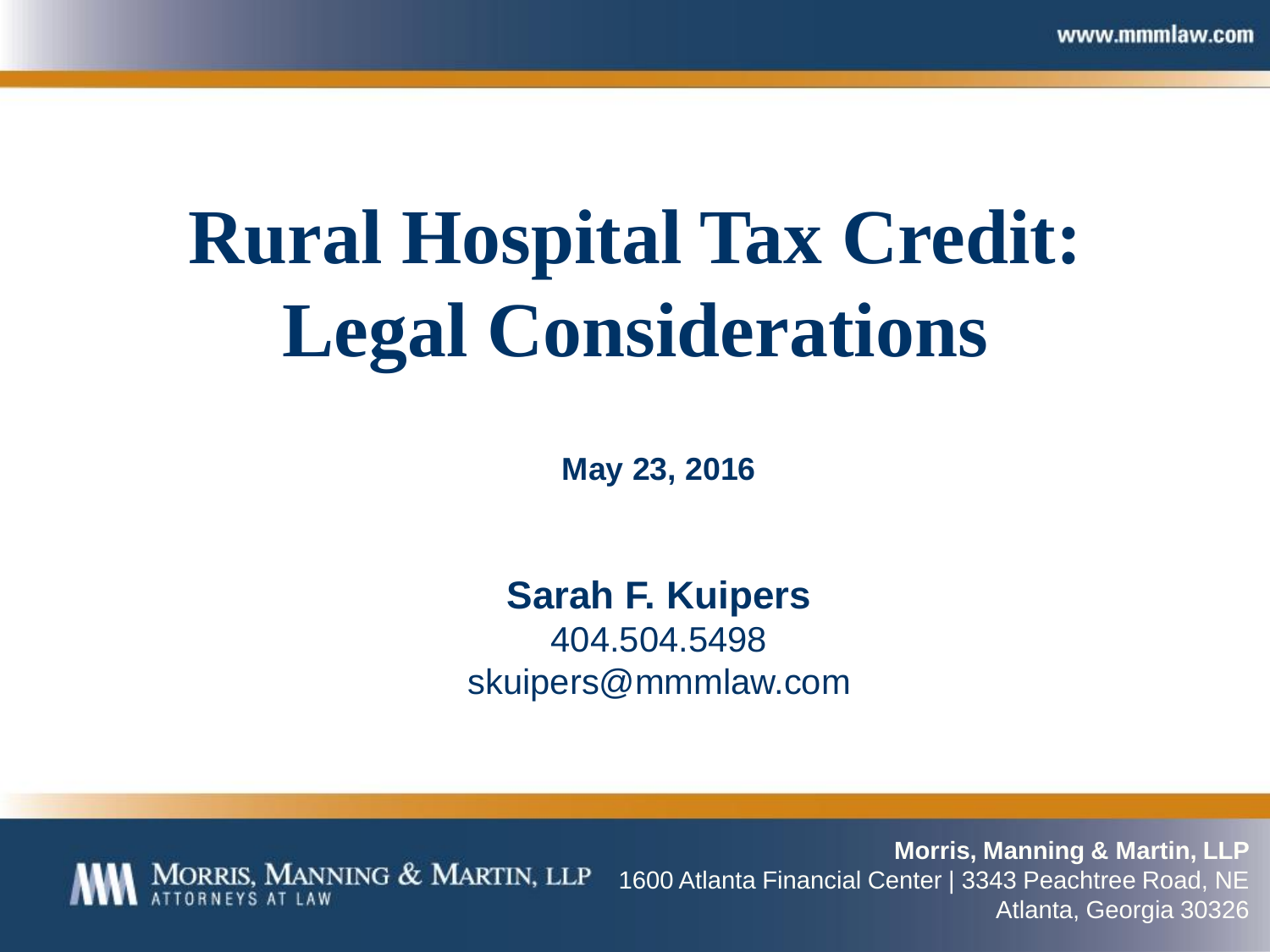# Rural Hospital Tax Credit: Legal Considerations

**May 23, 2016**

**Sarah F. Kuipers**
404.504.5498
skuipers@mmmlaw.com

**Morris, Manning & Martin, LLP**
1600 Atlanta Financial Center | 3343 Peachtree Road, NE
Atlanta, Georgia 30326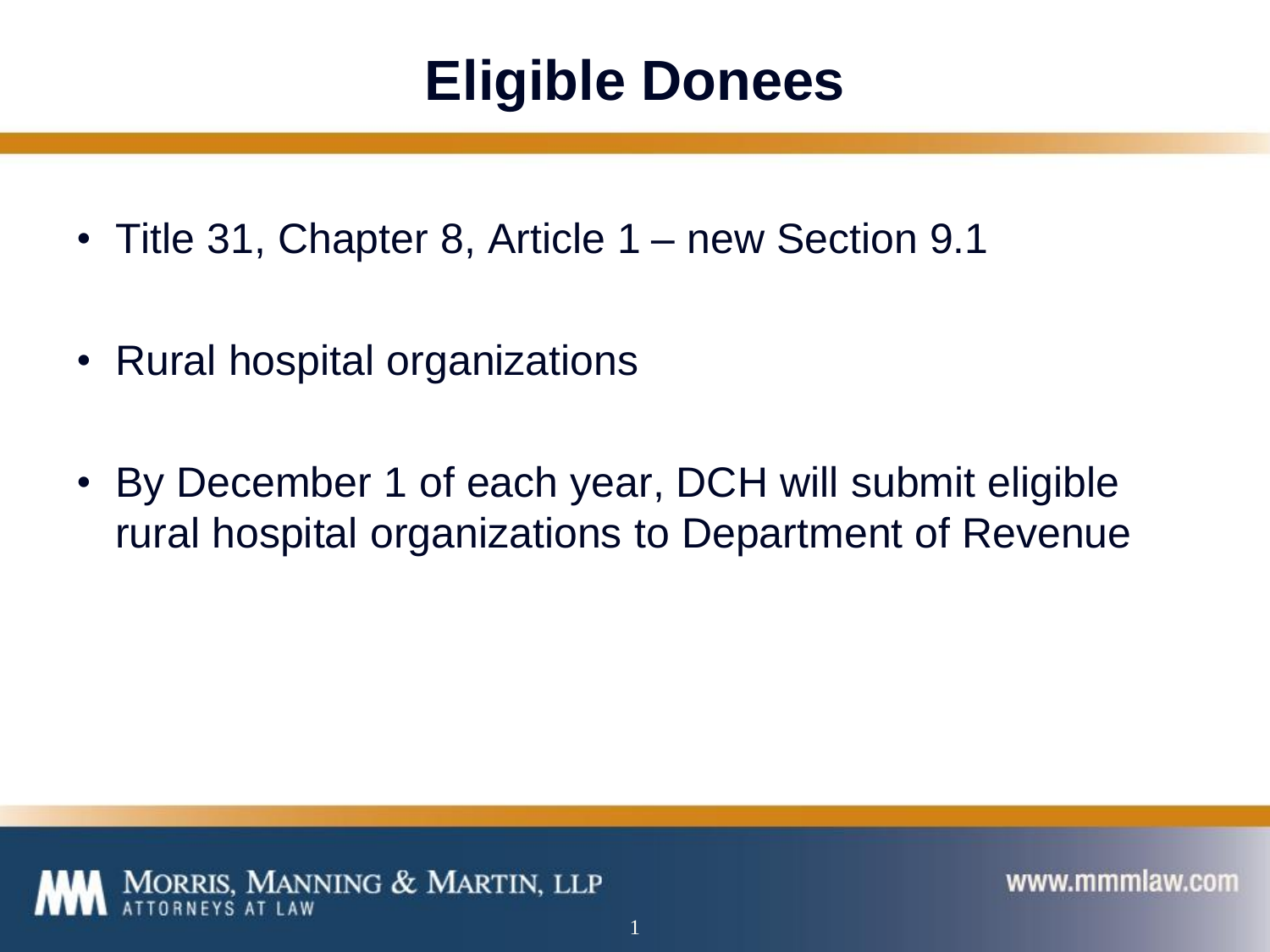# Eligible Donees

- Title 31, Chapter 8, Article 1 – new Section 9.1
- Rural hospital organizations
- By December 1 of each year, DCH will submit eligible rural hospital organizations to Department of Revenue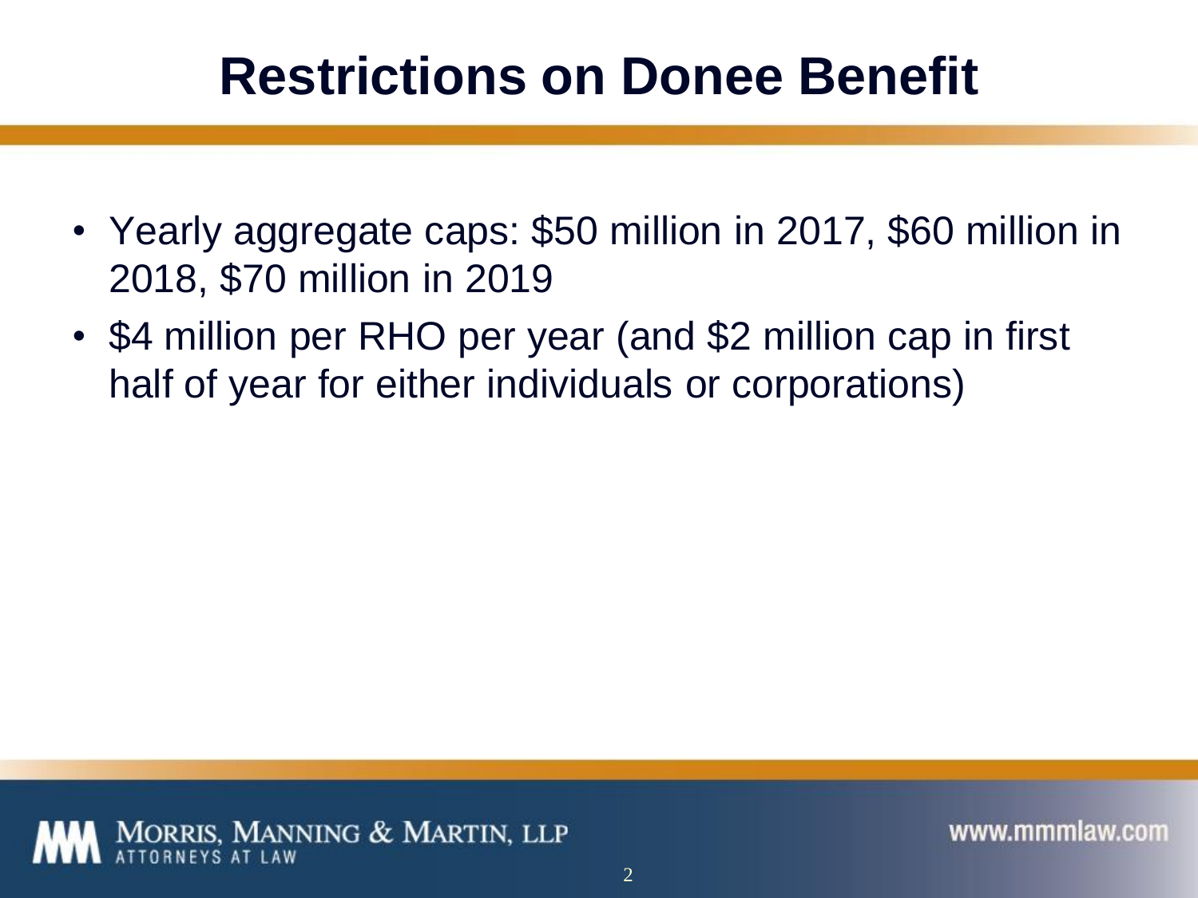# Restrictions on Donee Benefit

- Yearly aggregate caps: $50 million in 2017, $60 million in 2018, $70 million in 2019
- $4 million per RHO per year (and $2 million cap in first half of year for either individuals or corporations)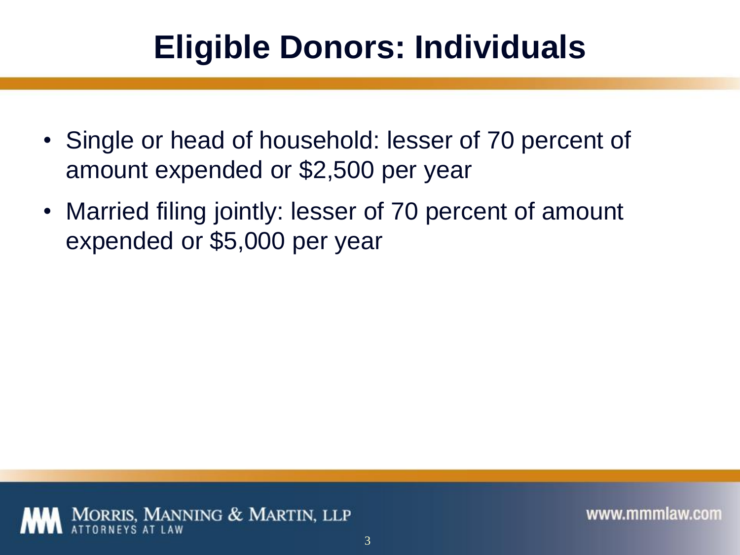# Eligible Donors: Individuals

- Single or head of household: lesser of 70 percent of amount expended or $2,500 per year
- Married filing jointly: lesser of 70 percent of amount expended or $5,000 per year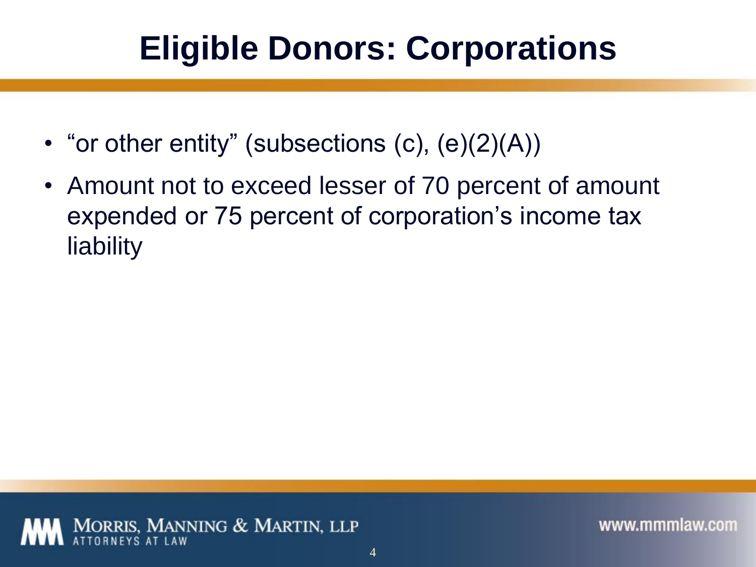# Eligible Donors: Corporations

- "or other entity" (subsections (c), (e)(2)(A))
- Amount not to exceed lesser of 70 percent of amount expended or 75 percent of corporation's income tax liability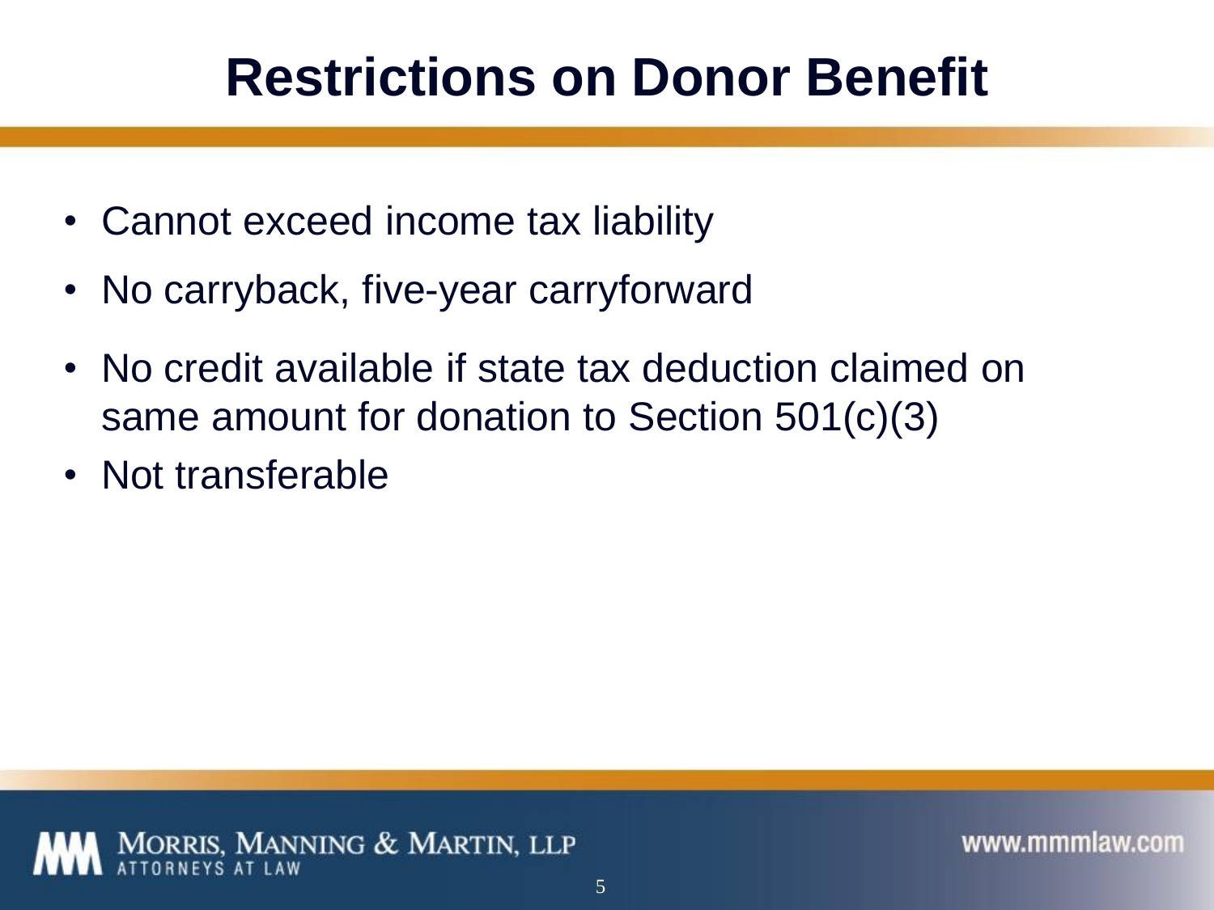# Restrictions on Donor Benefit

- Cannot exceed income tax liability
- No carryback, five-year carryforward
- No credit available if state tax deduction claimed on same amount for donation to Section 501(c)(3)
- Not transferable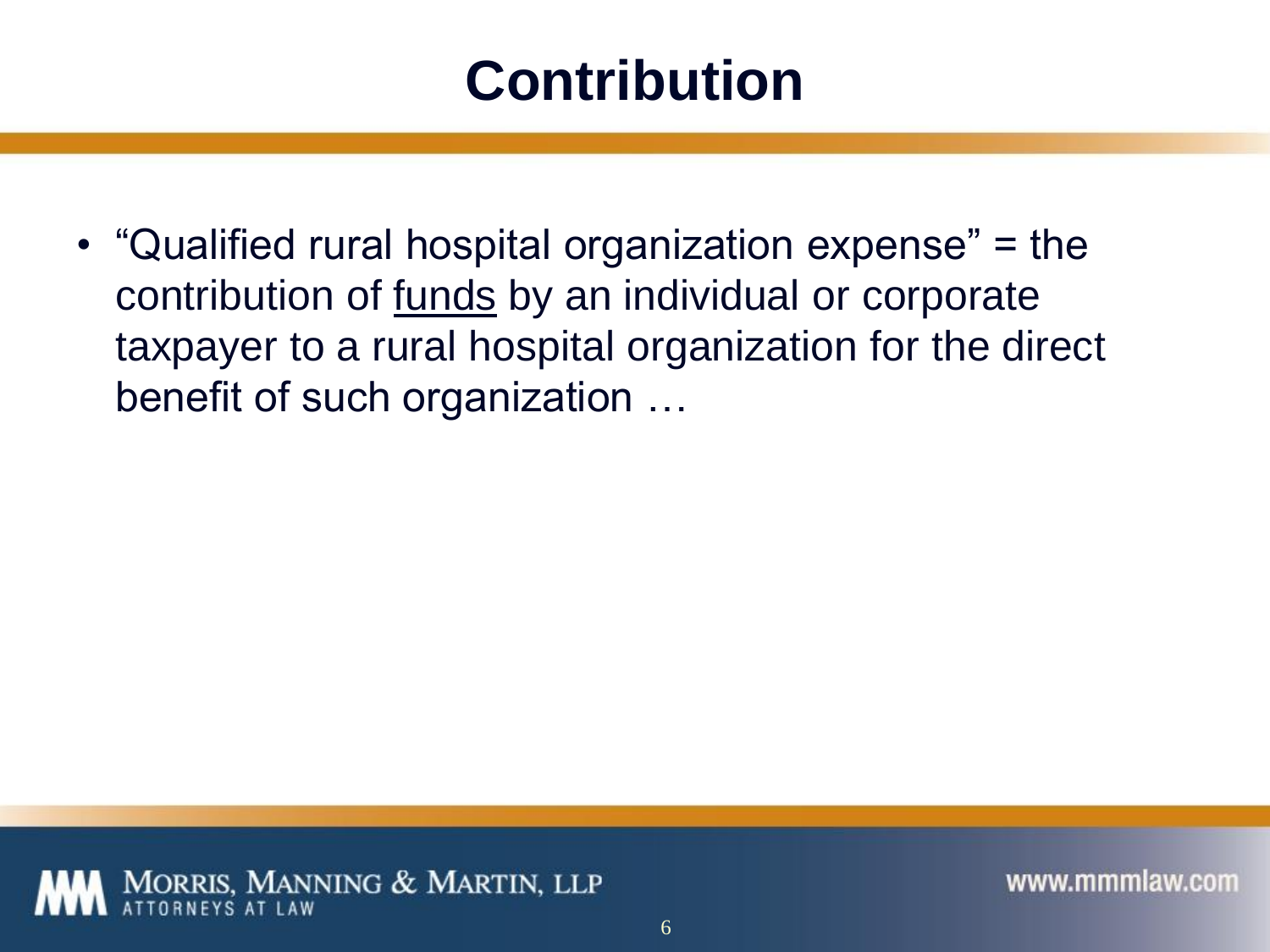# Contribution

- "Qualified rural hospital organization expense" = the contribution of <u>funds</u> by an individual or corporate taxpayer to a rural hospital organization for the direct benefit of such organization …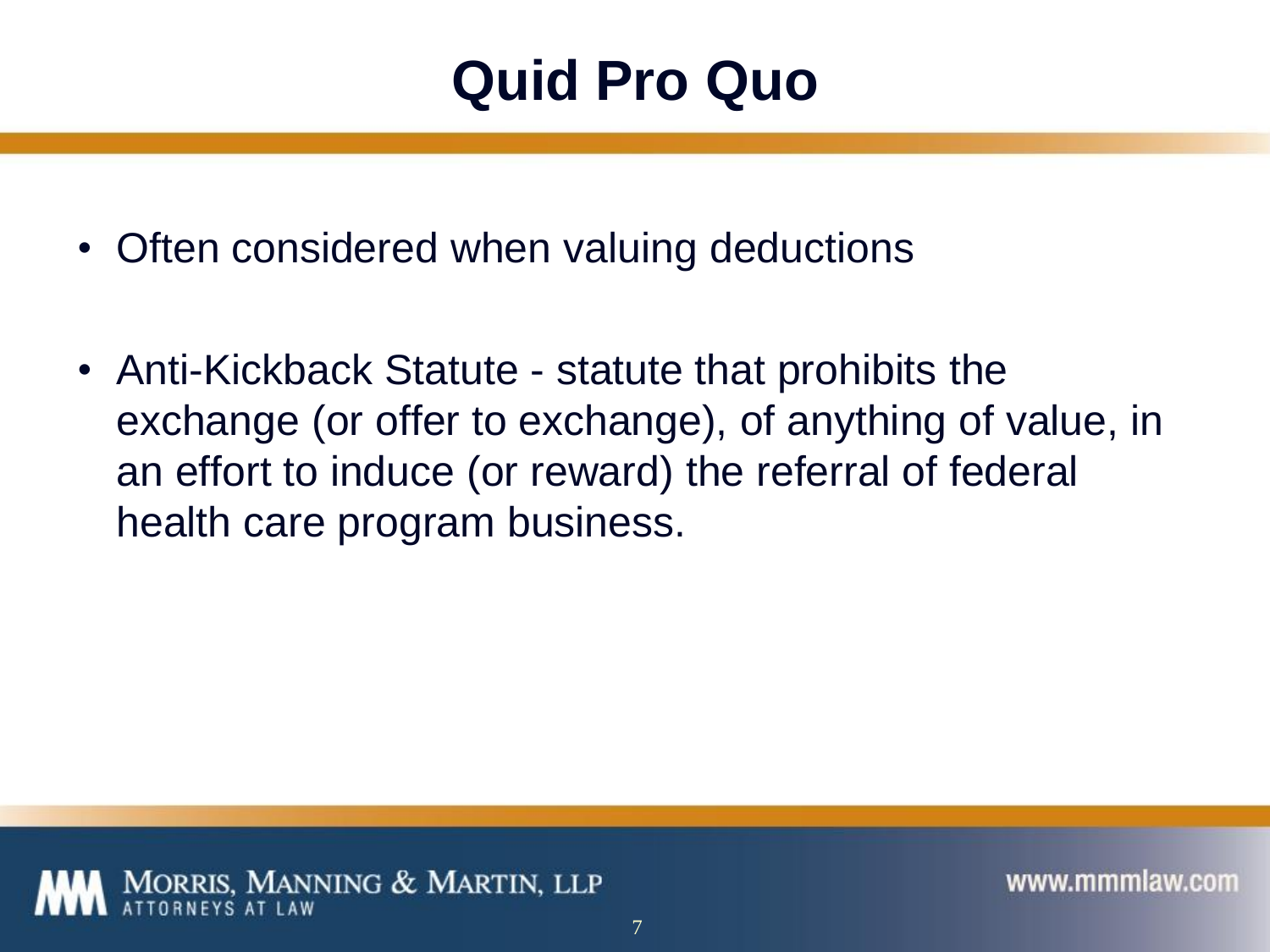# Quid Pro Quo

- Often considered when valuing deductions
- Anti-Kickback Statute - statute that prohibits the exchange (or offer to exchange), of anything of value, in an effort to induce (or reward) the referral of federal health care program business.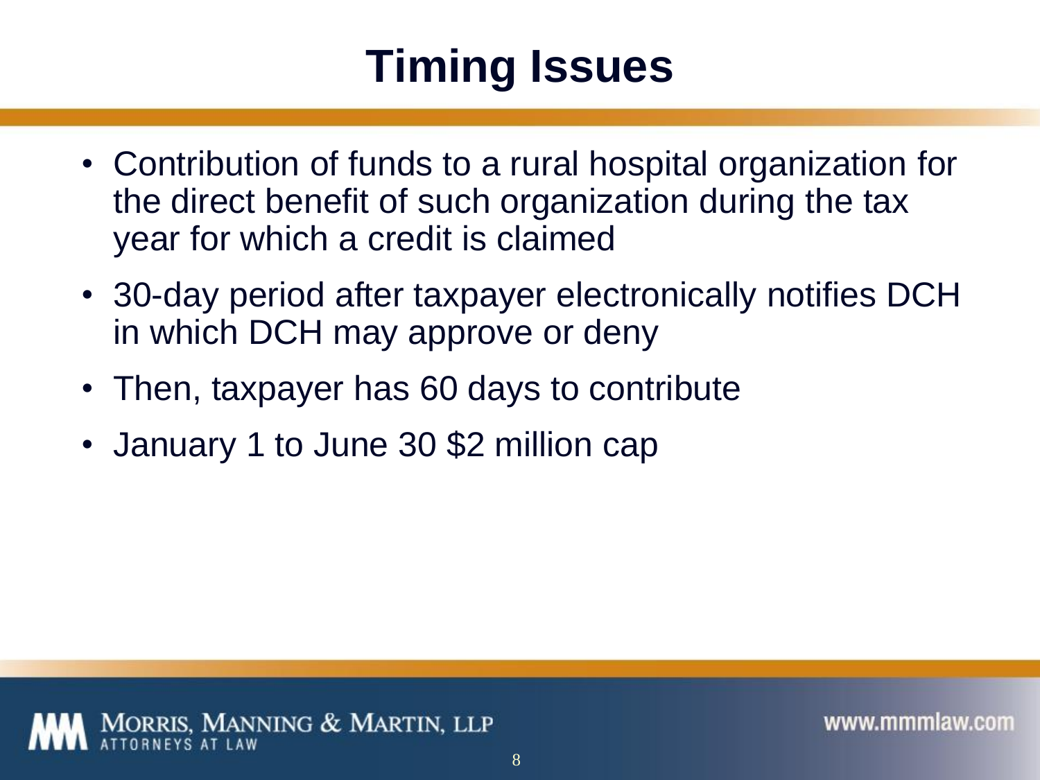# Timing Issues

- Contribution of funds to a rural hospital organization for the direct benefit of such organization during the tax year for which a credit is claimed
- 30-day period after taxpayer electronically notifies DCH in which DCH may approve or deny
- Then, taxpayer has 60 days to contribute
- January 1 to June 30 $2 million cap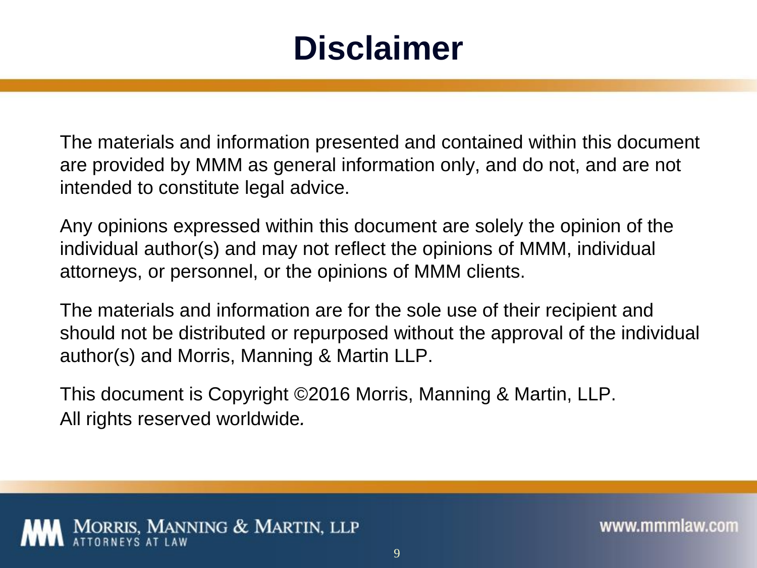# Disclaimer

The materials and information presented and contained within this document are provided by MMM as general information only, and do not, and are not intended to constitute legal advice.

Any opinions expressed within this document are solely the opinion of the individual author(s) and may not reflect the opinions of MMM, individual attorneys, or personnel, or the opinions of MMM clients.

The materials and information are for the sole use of their recipient and should not be distributed or repurposed without the approval of the individual author(s) and Morris, Manning & Martin LLP.

This document is Copyright ©2016 Morris, Manning & Martin, LLP.
All rights reserved worldwide.